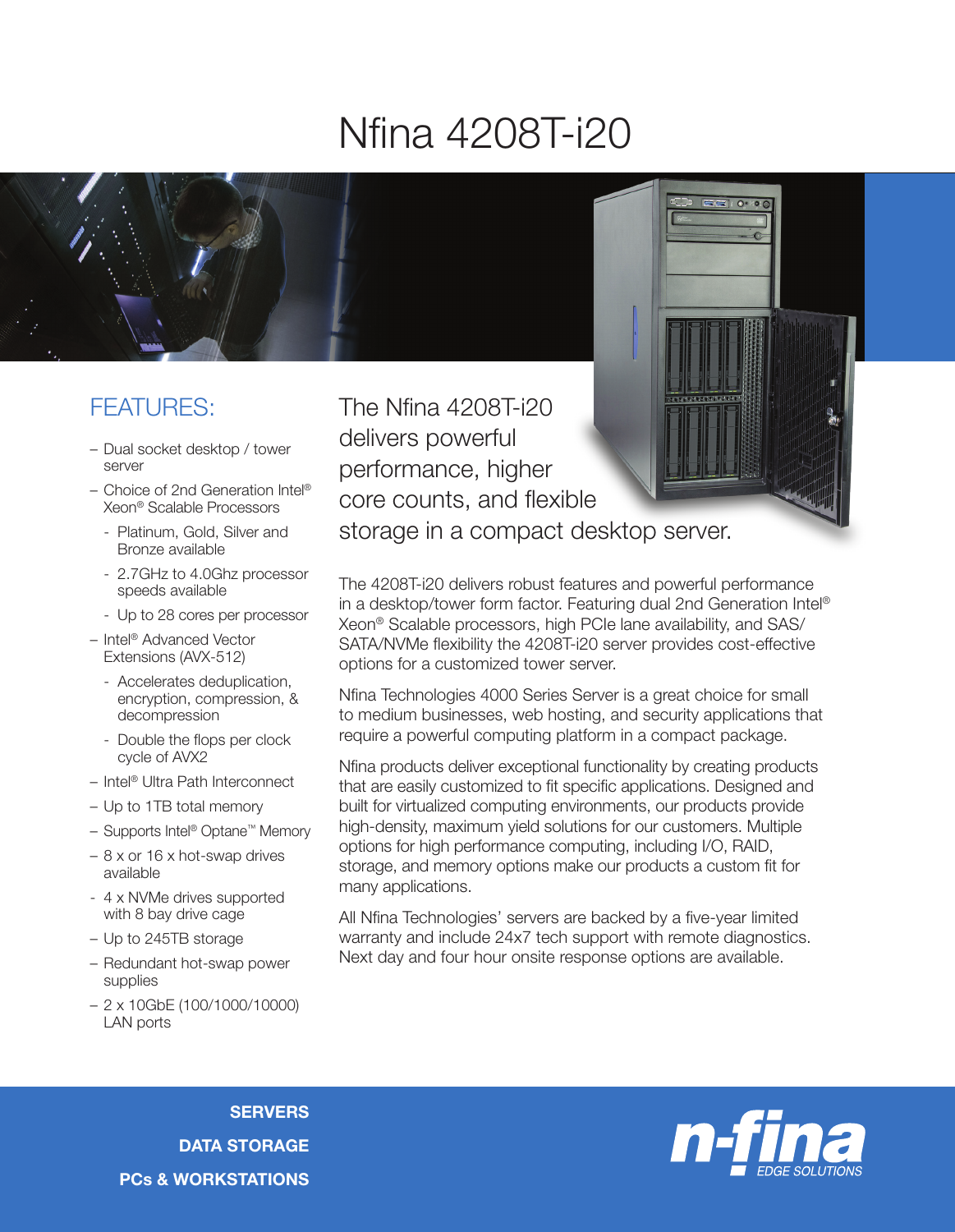# Nfina 4208T-i20

## FEATURES:

- Dual socket desktop / tower server
- Choice of 2nd Generation Intel® Xeon® Scalable Processors
  - Platinum, Gold, Silver and Bronze available
  - 2.7GHz to 4.0Ghz processor speeds available
  - Up to 28 cores per processor
- Intel® Advanced Vector Extensions (AVX-512)
  - Accelerates deduplication, encryption, compression, & decompression
  - Double the flops per clock cycle of AVX2
- Intel® Ultra Path Interconnect
- Up to 1TB total memory
- Supports Intel® Optane™ Memory
- 8 x or 16 x hot-swap drives available
  - 4 x NVMe drives supported with 8 bay drive cage
- Up to 245TB storage
- Redundant hot-swap power supplies
- 2 x 10GbE (100/1000/10000) LAN ports

## The Nfina 4208T-i20 delivers powerful performance, higher core counts, and flexible storage in a compact desktop server.

The 4208T-i20 delivers robust features and powerful performance in a desktop/tower form factor. Featuring dual 2nd Generation Intel® Xeon® Scalable processors, high PCIe lane availability, and SAS/SATA/NVMe flexibility the 4208T-i20 server provides cost-effective options for a customized tower server.

Nfina Technologies 4000 Series Server is a great choice for small to medium businesses, web hosting, and security applications that require a powerful computing platform in a compact package.

Nfina products deliver exceptional functionality by creating products that are easily customized to fit specific applications. Designed and built for virtualized computing environments, our products provide high-density, maximum yield solutions for our customers. Multiple options for high performance computing, including I/O, RAID, storage, and memory options make our products a custom fit for many applications.

All Nfina Technologies' servers are backed by a five-year limited warranty and include 24x7 tech support with remote diagnostics. Next day and four hour onsite response options are available.

**SERVERS**
**DATA STORAGE**
**PCs & WORKSTATIONS**

n-fina EDGE SOLUTIONS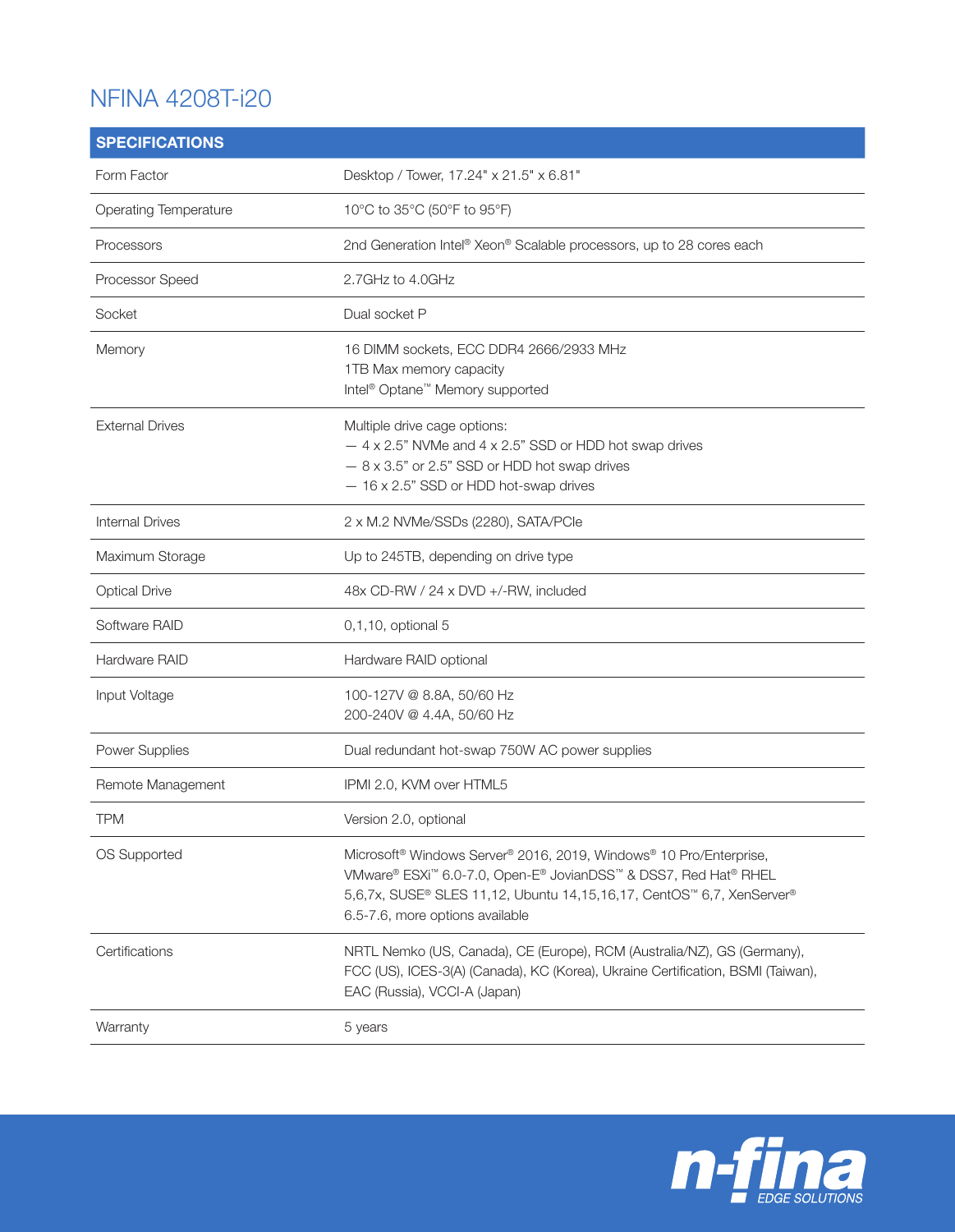# NFINA 4208T-i20

| SPECIFICATIONS | |
|---|---|
| Form Factor | Desktop / Tower, 17.24" x 21.5" x 6.81" |
| Operating Temperature | 10°C to 35°C (50°F to 95°F) |
| Processors | 2nd Generation Intel® Xeon® Scalable processors, up to 28 cores each |
| Processor Speed | 2.7GHz to 4.0GHz |
| Socket | Dual socket P |
| Memory | 16 DIMM sockets, ECC DDR4 2666/2933 MHz<br>1TB Max memory capacity<br>Intel® Optane™ Memory supported |
| External Drives | Multiple drive cage options:<br>— 4 x 2.5" NVMe and 4 x 2.5" SSD or HDD hot swap drives<br>— 8 x 3.5" or 2.5" SSD or HDD hot swap drives<br>— 16 x 2.5" SSD or HDD hot-swap drives |
| Internal Drives | 2 x M.2 NVMe/SSDs (2280), SATA/PCIe |
| Maximum Storage | Up to 245TB, depending on drive type |
| Optical Drive | 48x CD-RW / 24 x DVD +/-RW, included |
| Software RAID | 0,1,10, optional 5 |
| Hardware RAID | Hardware RAID optional |
| Input Voltage | 100-127V @ 8.8A, 50/60 Hz<br>200-240V @ 4.4A, 50/60 Hz |
| Power Supplies | Dual redundant hot-swap 750W AC power supplies |
| Remote Management | IPMI 2.0, KVM over HTML5 |
| TPM | Version 2.0, optional |
| OS Supported | Microsoft® Windows Server® 2016, 2019, Windows® 10 Pro/Enterprise, VMware® ESXi™ 6.0-7.0, Open-E® JovianDSS™ & DSS7, Red Hat® RHEL 5,6,7x, SUSE® SLES 11,12, Ubuntu 14,15,16,17, CentOS™ 6,7, XenServer® 6.5-7.6, more options available |
| Certifications | NRTL Nemko (US, Canada), CE (Europe), RCM (Australia/NZ), GS (Germany), FCC (US), ICES-3(A) (Canada), KC (Korea), Ukraine Certification, BSMI (Taiwan), EAC (Russia), VCCI-A (Japan) |
| Warranty | 5 years |

n-fina EDGE SOLUTIONS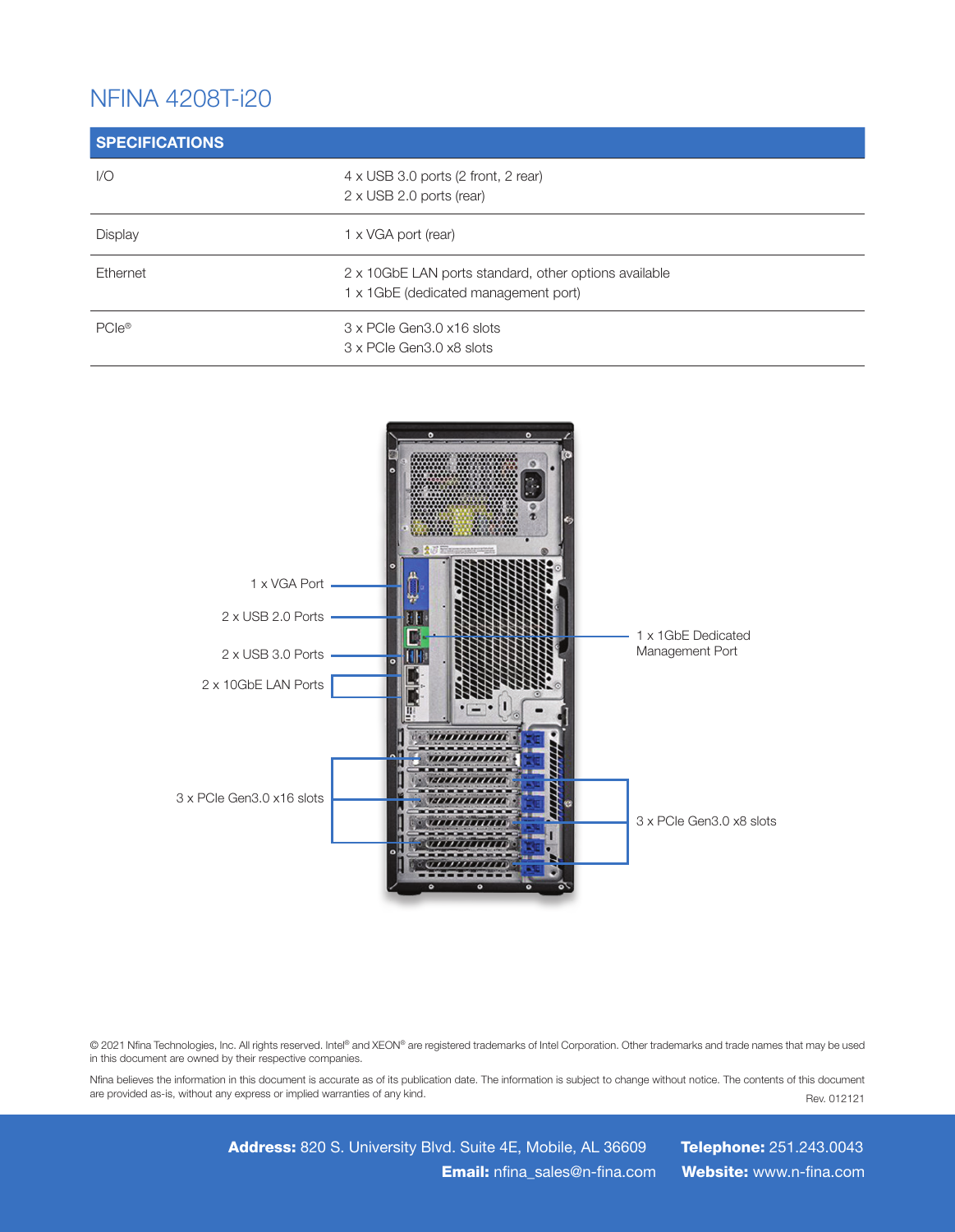# NFINA 4208T-i20

| SPECIFICATIONS | |
|---|---|
| I/O | 4 x USB 3.0 ports (2 front, 2 rear)<br>2 x USB 2.0 ports (rear) |
| Display | 1 x VGA port (rear) |
| Ethernet | 2 x 10GbE LAN ports standard, other options available<br>1 x 1GbE (dedicated management port) |
| PCIe® | 3 x PCIe Gen3.0 x16 slots<br>3 x PCIe Gen3.0 x8 slots |

1 x VGA Port

2 x USB 2.0 Ports

2 x USB 3.0 Ports

2 x 10GbE LAN Ports

3 x PCIe Gen3.0 x16 slots

1 x 1GbE Dedicated Management Port

3 x PCIe Gen3.0 x8 slots

© 2021 Nfina Technologies, Inc. All rights reserved. Intel® and XEON® are registered trademarks of Intel Corporation. Other trademarks and trade names that may be used in this document are owned by their respective companies.

Nfina believes the information in this document is accurate as of its publication date. The information is subject to change without notice. The contents of this document are provided as-is, without any express or implied warranties of any kind.

Rev. 012121

**Address:** 820 S. University Blvd. Suite 4E, Mobile, AL 36609 **Telephone:** 251.243.0043
**Email:** nfina_sales@n-fina.com **Website:** www.n-fina.com